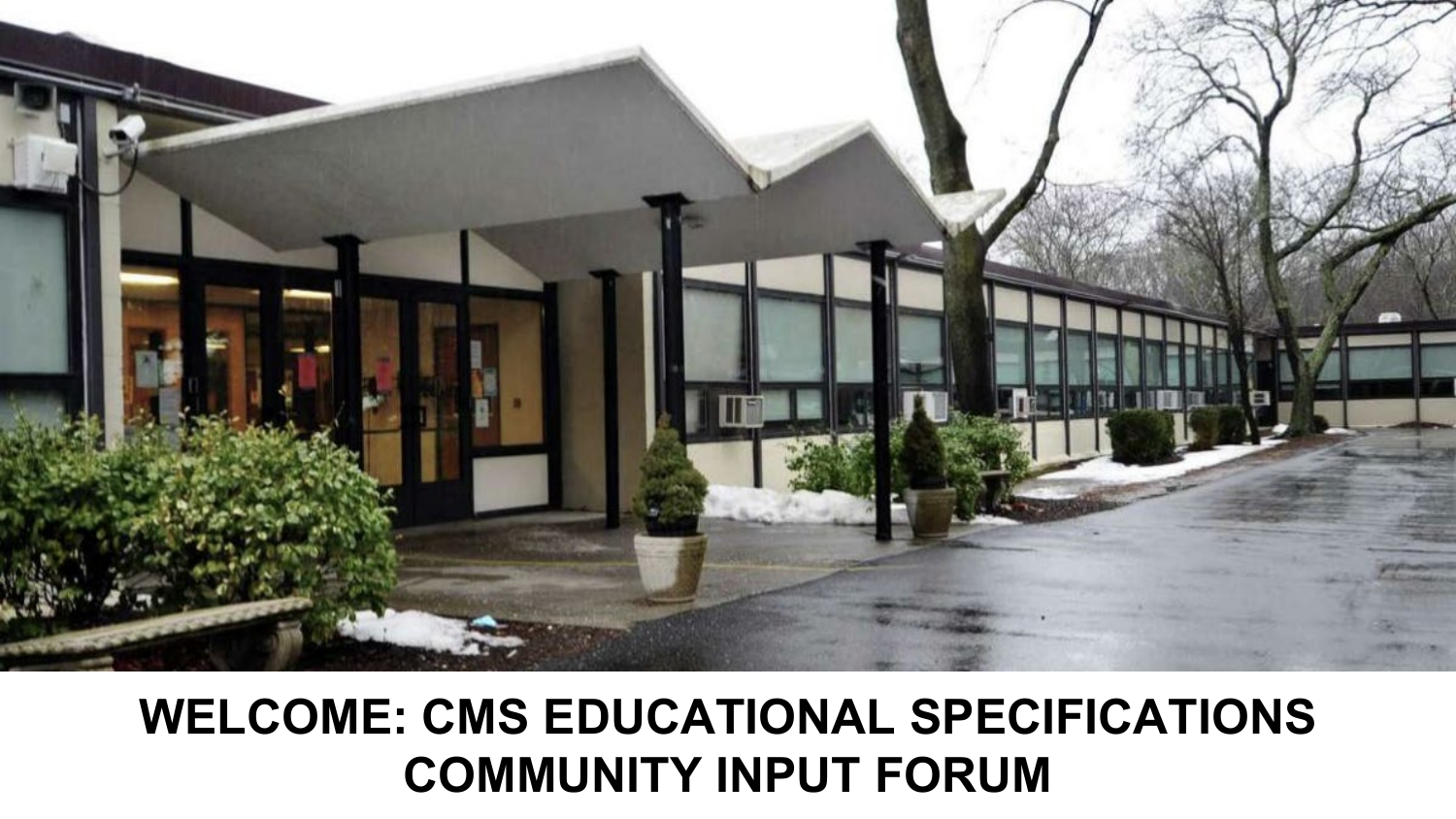# WELCOME: CMS EDUCATIONAL SPECIFICATIONS COMMUNITY INPUT FORUM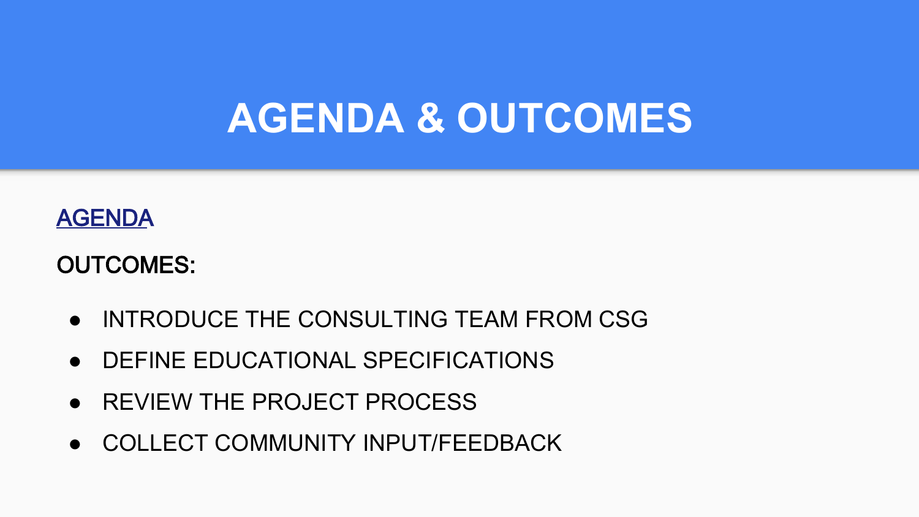# AGENDA & OUTCOMES

AGENDA

OUTCOMES:

- INTRODUCE THE CONSULTING TEAM FROM CSG
- DEFINE EDUCATIONAL SPECIFICATIONS
- REVIEW THE PROJECT PROCESS
- COLLECT COMMUNITY INPUT/FEEDBACK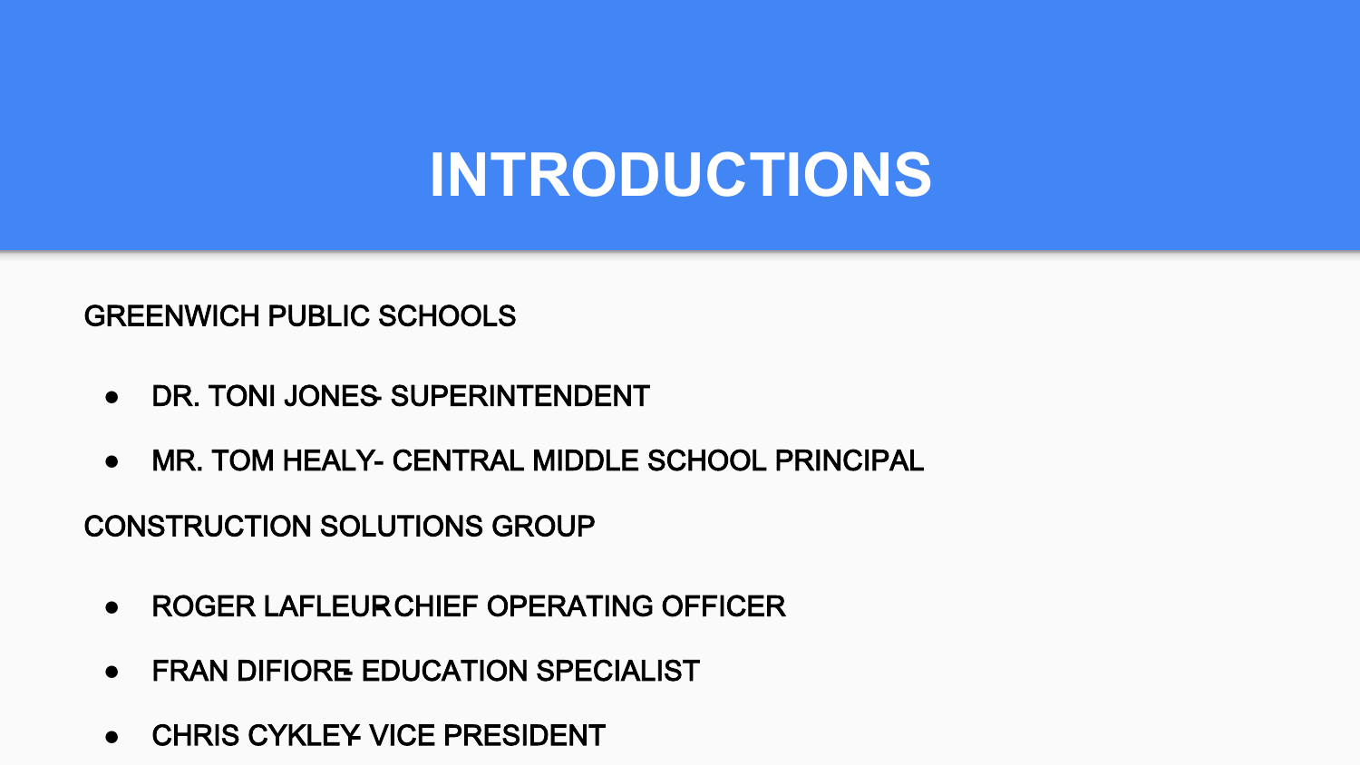# INTRODUCTIONS

GREENWICH PUBLIC SCHOOLS

- DR. TONI JONES- SUPERINTENDENT
- MR. TOM HEALY- CENTRAL MIDDLE SCHOOL PRINCIPAL

CONSTRUCTION SOLUTIONS GROUP

- ROGER LAFLEUR- CHIEF OPERATING OFFICER
- FRAN DIFIORE- EDUCATION SPECIALIST
- CHRIS CYKLEY- VICE PRESIDENT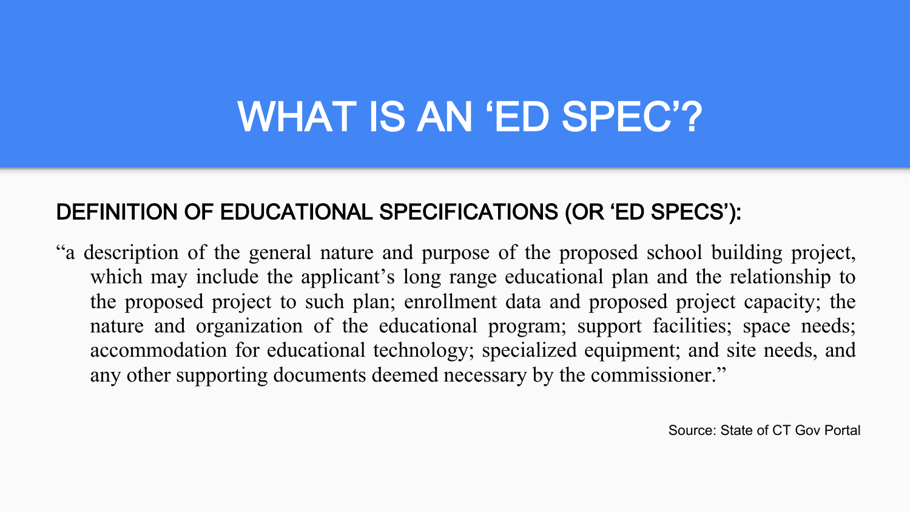# WHAT IS AN ‘ED SPEC’?

**DEFINITION OF EDUCATIONAL SPECIFICATIONS (OR ‘ED SPECS’):**

“a description of the general nature and purpose of the proposed school building project, which may include the applicant’s long range educational plan and the relationship to the proposed project to such plan; enrollment data and proposed project capacity; the nature and organization of the educational program; support facilities; space needs; accommodation for educational technology; specialized equipment; and site needs, and any other supporting documents deemed necessary by the commissioner.”

Source: State of CT Gov Portal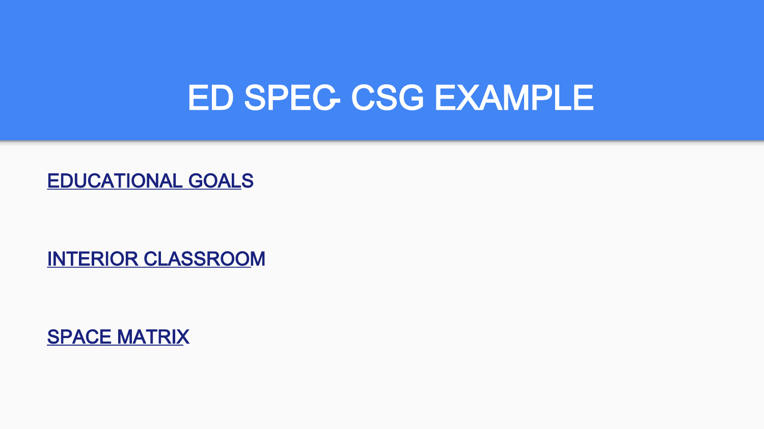# ED SPEC- CSG EXAMPLE

EDUCATIONAL GOALS

INTERIOR CLASSROOM

SPACE MATRIX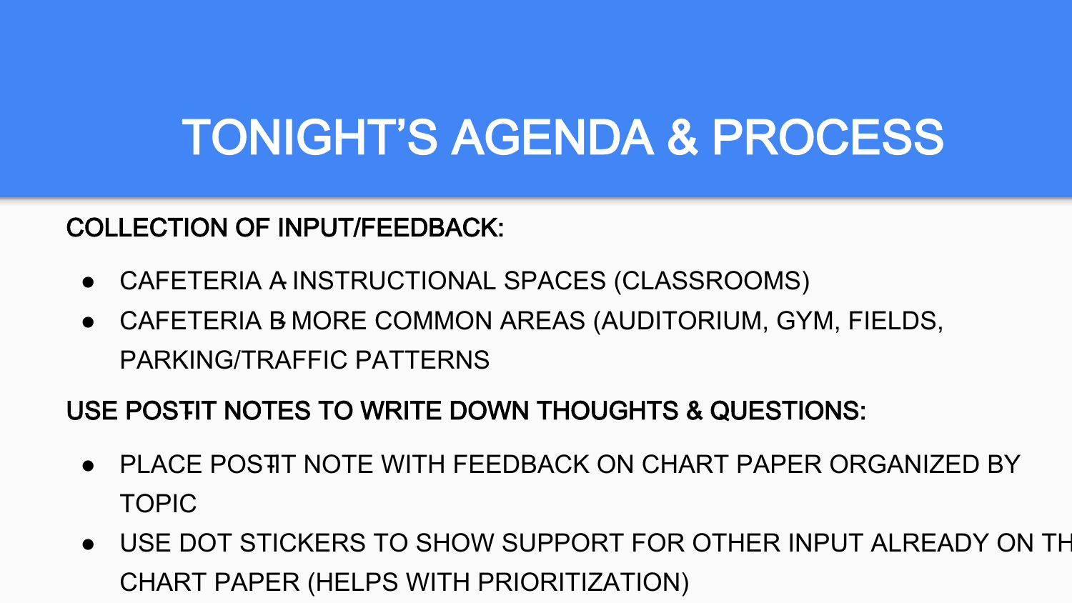# TONIGHT'S AGENDA & PROCESS

**COLLECTION OF INPUT/FEEDBACK:**

- CAFETERIA A- INSTRUCTIONAL SPACES (CLASSROOMS)
- CAFETERIA B- MORE COMMON AREAS (AUDITORIUM, GYM, FIELDS, PARKING/TRAFFIC PATTERNS

**USE POST-IT NOTES TO WRITE DOWN THOUGHTS & QUESTIONS:**

- PLACE POST-IT NOTE WITH FEEDBACK ON CHART PAPER ORGANIZED BY TOPIC
- USE DOT STICKERS TO SHOW SUPPORT FOR OTHER INPUT ALREADY ON TH CHART PAPER (HELPS WITH PRIORITIZATION)